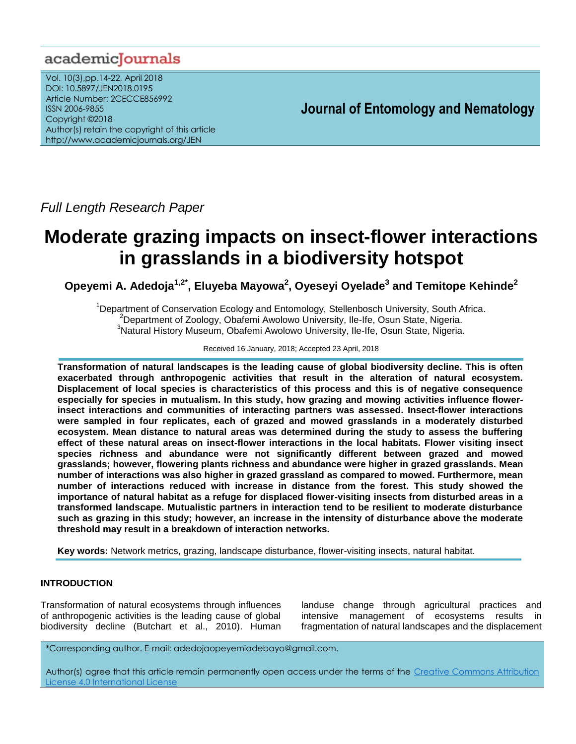# Moderate grazing impacts on insect-flower interactions in grasslands in a biodiversity hotspot

**Opeyemi A. Adedoja[1,2*], Eluyeba Mayowa[2], Oyeseyi Oyelade[3] and Temitope Kehinde[2]**

[1]Department of Conservation Ecology and Entomology, Stellenbosch University, South Africa.
[2]Department of Zoology, Obafemi Awolowo University, Ile-Ife, Osun State, Nigeria.
[3]Natural History Museum, Obafemi Awolowo University, Ile-Ife, Osun State, Nigeria.

Received 16 January, 2018; Accepted 23 April, 2018

*Full Length Research Paper*

**Transformation of natural landscapes is the leading cause of global biodiversity decline. This is often exacerbated through anthropogenic activities that result in the alteration of natural ecosystem. Displacement of local species is characteristics of this process and this is of negative consequence especially for species in mutualism. In this study, how grazing and mowing activities influence flower-insect interactions and communities of interacting partners was assessed. Insect-flower interactions were sampled in four replicates, each of grazed and mowed grasslands in a moderately disturbed ecosystem. Mean distance to natural areas was determined during the study to assess the buffering effect of these natural areas on insect-flower interactions in the local habitats. Flower visiting insect species richness and abundance were not significantly different between grazed and mowed grasslands; however, flowering plants richness and abundance were higher in grazed grasslands. Mean number of interactions was also higher in grazed grassland as compared to mowed. Furthermore, mean number of interactions reduced with increase in distance from the forest. This study showed the importance of natural habitat as a refuge for displaced flower-visiting insects from disturbed areas in a transformed landscape. Mutualistic partners in interaction tend to be resilient to moderate disturbance such as grazing in this study; however, an increase in the intensity of disturbance above the moderate threshold may result in a breakdown of interaction networks.**

**Key words:** Network metrics, grazing, landscape disturbance, flower-visiting insects, natural habitat.

## INTRODUCTION

Transformation of natural ecosystems through influences of anthropogenic activities is the leading cause of global biodiversity decline (Butchart et al., 2010). Human landuse change through agricultural practices and intensive management of ecosystems results in fragmentation of natural landscapes and the displacement

*Corresponding author. E-mail: adedojaopeyemiadebayo@gmail.com.

Author(s) agree that this article remain permanently open access under the terms of the Creative Commons Attribution License 4.0 International License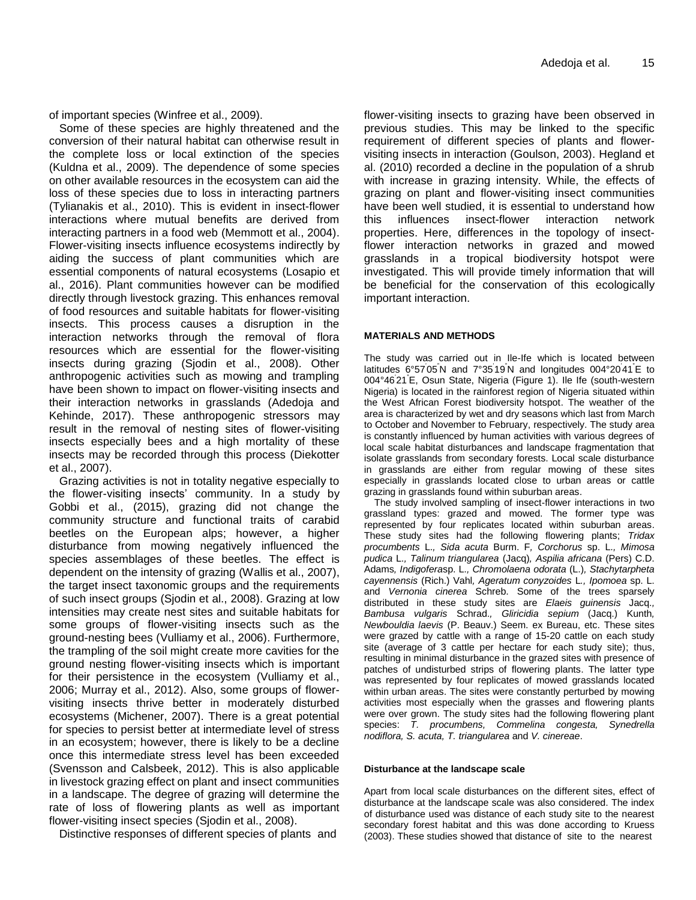of important species (Winfree et al., 2009).

Some of these species are highly threatened and the conversion of their natural habitat can otherwise result in the complete loss or local extinction of the species (Kuldna et al., 2009). The dependence of some species on other available resources in the ecosystem can aid the loss of these species due to loss in interacting partners (Tylianakis et al., 2010). This is evident in insect-flower interactions where mutual benefits are derived from interacting partners in a food web (Memmott et al., 2004). Flower-visiting insects influence ecosystems indirectly by aiding the success of plant communities which are essential components of natural ecosystems (Losapio et al., 2016). Plant communities however can be modified directly through livestock grazing. This enhances removal of food resources and suitable habitats for flower-visiting insects. This process causes a disruption in the interaction networks through the removal of flora resources which are essential for the flower-visiting insects during grazing (Sjodin et al., 2008). Other anthropogenic activities such as mowing and trampling have been shown to impact on flower-visiting insects and their interaction networks in grasslands (Adedoja and Kehinde, 2017). These anthropogenic stressors may result in the removal of nesting sites of flower-visiting insects especially bees and a high mortality of these insects may be recorded through this process (Diekotter et al., 2007).

Grazing activities is not in totality negative especially to the flower-visiting insects' community. In a study by Gobbi et al., (2015), grazing did not change the community structure and functional traits of carabid beetles on the European alps; however, a higher disturbance from mowing negatively influenced the species assemblages of these beetles. The effect is dependent on the intensity of grazing (Wallis et al., 2007), the target insect taxonomic groups and the requirements of such insect groups (Sjodin et al., 2008). Grazing at low intensities may create nest sites and suitable habitats for some groups of flower-visiting insects such as the ground-nesting bees (Vulliamy et al., 2006). Furthermore, the trampling of the soil might create more cavities for the ground nesting flower-visiting insects which is important for their persistence in the ecosystem (Vulliamy et al., 2006; Murray et al., 2012). Also, some groups of flower-visiting insects thrive better in moderately disturbed ecosystems (Michener, 2007). There is a great potential for species to persist better at intermediate level of stress in an ecosystem; however, there is likely to be a decline once this intermediate stress level has been exceeded (Svensson and Calsbeek, 2012). This is also applicable in livestock grazing effect on plant and insect communities in a landscape. The degree of grazing will determine the rate of loss of flowering plants as well as important flower-visiting insect species (Sjodin et al., 2008).

Distinctive responses of different species of plants and flower-visiting insects to grazing have been observed in previous studies. This may be linked to the specific requirement of different species of plants and flower-visiting insects in interaction (Goulson, 2003). Hegland et al. (2010) recorded a decline in the population of a shrub with increase in grazing intensity. While, the effects of grazing on plant and flower-visiting insect communities have been well studied, it is essential to understand how this influences insect-flower interaction network properties. Here, differences in the topology of insect-flower interaction networks in grazed and mowed grasslands in a tropical biodiversity hotspot were investigated. This will provide timely information that will be beneficial for the conservation of this ecologically important interaction.

## MATERIALS AND METHODS

The study was carried out in Ile-Ife which is located between latitudes 6°57'05"N and 7°35'19"N and longitudes 004°20'41"E to 004°46'21"E, Osun State, Nigeria (Figure 1). Ile Ife (south-western Nigeria) is located in the rainforest region of Nigeria situated within the West African Forest biodiversity hotspot. The weather of the area is characterized by wet and dry seasons which last from March to October and November to February, respectively. The study area is constantly influenced by human activities with various degrees of local scale habitat disturbances and landscape fragmentation that isolate grasslands from secondary forests. Local scale disturbance in grasslands are either from regular mowing of these sites especially in grasslands located close to urban areas or cattle grazing in grasslands found within suburban areas.

The study involved sampling of insect-flower interactions in two grassland types: grazed and mowed. The former type was represented by four replicates located within suburban areas. These study sites had the following flowering plants; *Tridax procumbents* L., *Sida acuta* Burm. F, *Corchorus* sp. L., *Mimosa pudica* L., *Talinum triangularea* (Jacq), *Aspilia africana* (Pers) C.D. Adams, *Indigofera*sp. L., *Chromolaena odorata* (L.), *Stachytarpheta cayennensis* (Rich.) Vahl, *Ageratum conyzoides* L., *Ipomoea* sp. L. and *Vernonia cinerea* Schreb. Some of the trees sparsely distributed in these study sites are *Elaeis guinensis* Jacq., *Bambusa vulgaris* Schrad., *Gliricidia sepium* (Jacq.) Kunth, *Newbouldia laevis* (P. Beauv.) Seem. ex Bureau, etc. These sites were grazed by cattle with a range of 15-20 cattle on each study site (average of 3 cattle per hectare for each study site); thus, resulting in minimal disturbance in the grazed sites with presence of patches of undisturbed strips of flowering plants. The latter type was represented by four replicates of mowed grasslands located within urban areas. The sites were constantly perturbed by mowing activities most especially when the grasses and flowering plants were over grown. The study sites had the following flowering plant species: *T. procumbens, Commelina congesta, Synedrella nodiflora, S. acuta, T. triangularea* and *V. cinereae*.

### Disturbance at the landscape scale

Apart from local scale disturbances on the different sites, effect of disturbance at the landscape scale was also considered. The index of disturbance used was distance of each study site to the nearest secondary forest habitat and this was done according to Kruess (2003). These studies showed that distance of site to the nearest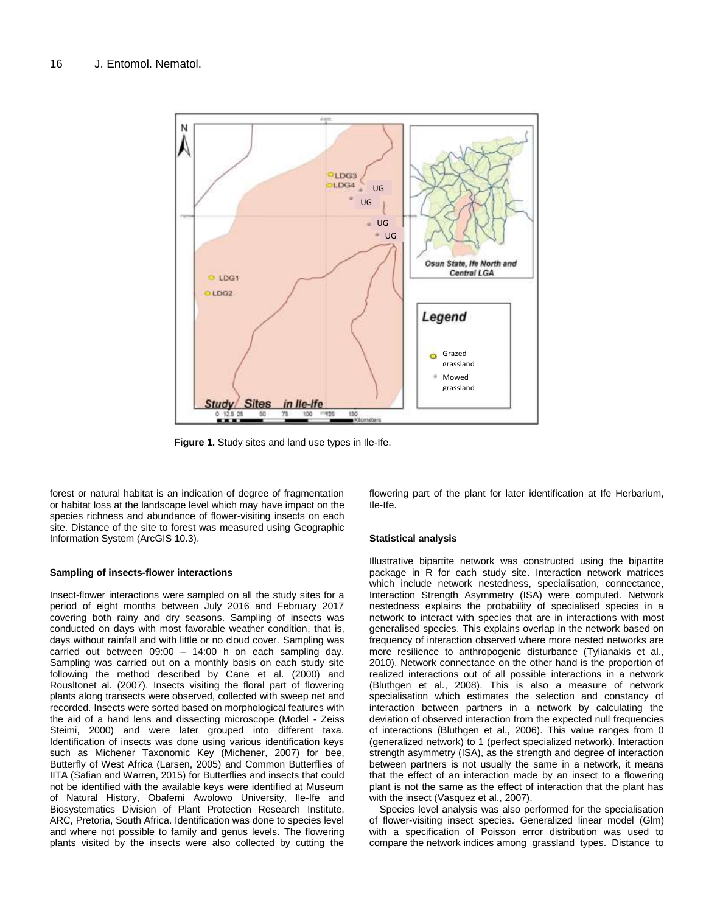Figure 1. Study sites and land use types in Ile-Ife.

forest or natural habitat is an indication of degree of fragmentation or habitat loss at the landscape level which may have impact on the species richness and abundance of flower-visiting insects on each site. Distance of the site to forest was measured using Geographic Information System (ArcGIS 10.3).

#### Sampling of insects-flower interactions

Insect-flower interactions were sampled on all the study sites for a period of eight months between July 2016 and February 2017 covering both rainy and dry seasons. Sampling of insects was conducted on days with most favorable weather condition, that is, days without rainfall and with little or no cloud cover. Sampling was carried out between 09:00 – 14:00 h on each sampling day. Sampling was carried out on a monthly basis on each study site following the method described by Cane et al. (2000) and Rousltonet al. (2007). Insects visiting the floral part of flowering plants along transects were observed, collected with sweep net and recorded. Insects were sorted based on morphological features with the aid of a hand lens and dissecting microscope (Model - Zeiss Steimi, 2000) and were later grouped into different taxa. Identification of insects was done using various identification keys such as Michener Taxonomic Key (Michener, 2007) for bee, Butterfly of West Africa (Larsen, 2005) and Common Butterflies of IITA (Safian and Warren, 2015) for Butterflies and insects that could not be identified with the available keys were identified at Museum of Natural History, Obafemi Awolowo University, Ile-Ife and Biosystematics Division of Plant Protection Research Institute, ARC, Pretoria, South Africa. Identification was done to species level and where not possible to family and genus levels. The flowering plants visited by the insects were also collected by cutting the flowering part of the plant for later identification at Ife Herbarium, Ile-Ife.

#### Statistical analysis

Illustrative bipartite network was constructed using the bipartite package in R for each study site. Interaction network matrices which include network nestedness, specialisation, connectance, Interaction Strength Asymmetry (ISA) were computed. Network nestedness explains the probability of specialised species in a network to interact with species that are in interactions with most generalised species. This explains overlap in the network based on frequency of interaction observed where more nested networks are more resilience to anthropogenic disturbance (Tylianakis et al., 2010). Network connectance on the other hand is the proportion of realized interactions out of all possible interactions in a network (Bluthgen et al., 2008). This is also a measure of network specialisation which estimates the selection and constancy of interaction between partners in a network by calculating the deviation of observed interaction from the expected null frequencies of interactions (Bluthgen et al., 2006). This value ranges from 0 (generalized network) to 1 (perfect specialized network). Interaction strength asymmetry (ISA), as the strength and degree of interaction between partners is not usually the same in a network, it means that the effect of an interaction made by an insect to a flowering plant is not the same as the effect of interaction that the plant has with the insect (Vasquez et al., 2007).

Species level analysis was also performed for the specialisation of flower-visiting insect species. Generalized linear model (Glm) with a specification of Poisson error distribution was used to compare the network indices among grassland types. Distance to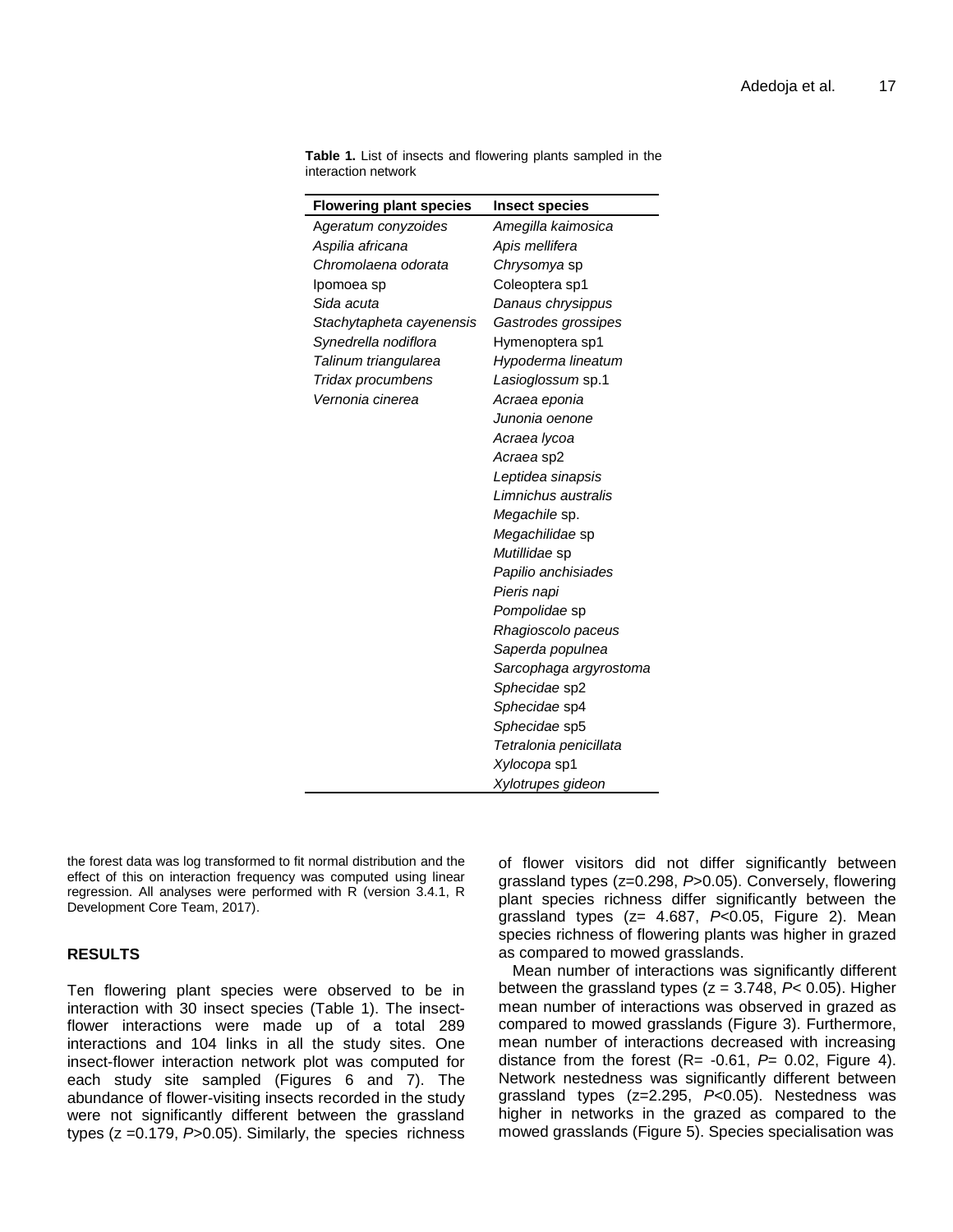**Table 1.** List of insects and flowering plants sampled in the interaction network

| Flowering plant species | Insect species |
|---|---|
| *Ageratum conyzoides* | *Amegilla kaimosica* |
| *Aspilia africana* | *Apis mellifera* |
| *Chromolaena odorata* | *Chrysomya* sp |
| Ipomoea sp | Coleoptera sp1 |
| *Sida acuta* | *Danaus chrysippus* |
| *Stachytapheta cayenensis* | *Gastrodes grossipes* |
| *Synedrella nodiflora* | Hymenoptera sp1 |
| *Talinum triangularea* | *Hypoderma lineatum* |
| *Tridax procumbens* | *Lasioglossum* sp.1 |
| *Vernonia cinerea* | *Acraea eponia* |
| | *Junonia oenone* |
| | *Acraea lycoa* |
| | *Acraea* sp2 |
| | *Leptidea sinapsis* |
| | *Limnichus australis* |
| | *Megachile* sp. |
| | *Megachilidae* sp |
| | *Mutillidae* sp |
| | *Papilio anchisiades* |
| | *Pieris napi* |
| | *Pompolidae* sp |
| | *Rhagioscolo paceus* |
| | *Saperda populnea* |
| | *Sarcophaga argyrostoma* |
| | *Sphecidae* sp2 |
| | *Sphecidae* sp4 |
| | *Sphecidae* sp5 |
| | *Tetralonia penicillata* |
| | *Xylocopa* sp1 |
| | *Xylotrupes gideon* |

the forest data was log transformed to fit normal distribution and the effect of this on interaction frequency was computed using linear regression. All analyses were performed with R (version 3.4.1, R Development Core Team, 2017).

## RESULTS

Ten flowering plant species were observed to be in interaction with 30 insect species (Table 1). The insect-flower interactions were made up of a total 289 interactions and 104 links in all the study sites. One insect-flower interaction network plot was computed for each study site sampled (Figures 6 and 7). The abundance of flower-visiting insects recorded in the study were not significantly different between the grassland types ($z = 0.179$, $P > 0.05$). Similarly, the species richness of flower visitors did not differ significantly between grassland types ($z = 0.298$, $P > 0.05$). Conversely, flowering plant species richness differ significantly between the grassland types ($z = 4.687$, $P < 0.05$, Figure 2). Mean species richness of flowering plants was higher in grazed as compared to mowed grasslands.

Mean number of interactions was significantly different between the grassland types ($z = 3.748$, $P < 0.05$). Higher mean number of interactions was observed in grazed as compared to mowed grasslands (Figure 3). Furthermore, mean number of interactions decreased with increasing distance from the forest ($R = -0.61$, $P = 0.02$, Figure 4). Network nestedness was significantly different between grassland types ($z = 2.295$, $P < 0.05$). Nestedness was higher in networks in the grazed as compared to the mowed grasslands (Figure 5). Species specialisation was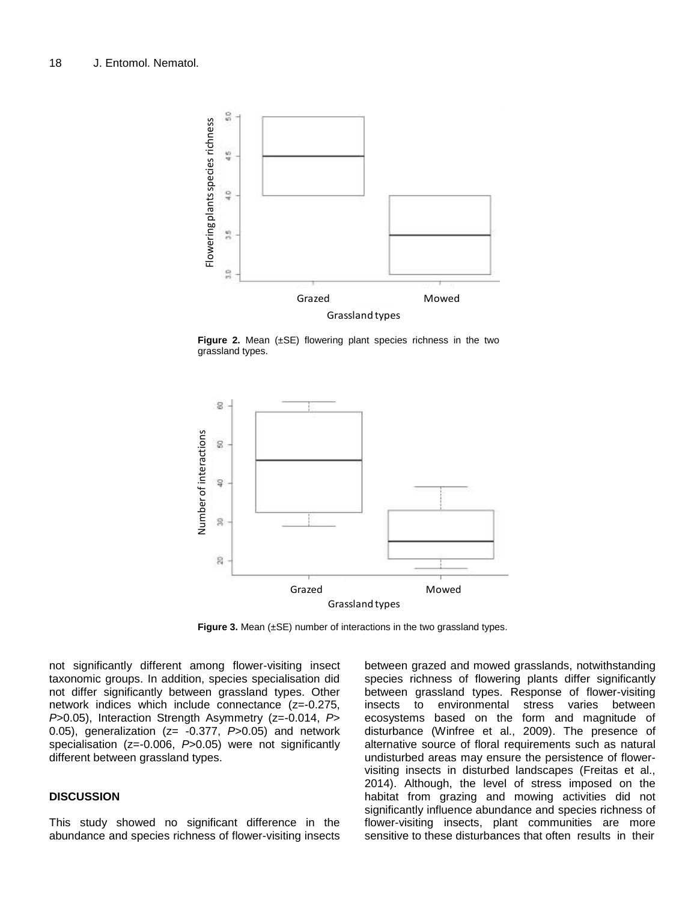Figure 2. Mean (±SE) flowering plant species richness in the two grassland types.

Figure 3. Mean (±SE) number of interactions in the two grassland types.

not significantly different among flower-visiting insect taxonomic groups. In addition, species specialisation did not differ significantly between grassland types. Other network indices which include connectance (z=-0.275, *P*>0.05), Interaction Strength Asymmetry (z=-0.014, *P*> 0.05), generalization (z= -0.377, *P*>0.05) and network specialisation (z=-0.006, *P*>0.05) were not significantly different between grassland types.

## DISCUSSION

This study showed no significant difference in the abundance and species richness of flower-visiting insects between grazed and mowed grasslands, notwithstanding species richness of flowering plants differ significantly between grassland types. Response of flower-visiting insects to environmental stress varies between ecosystems based on the form and magnitude of disturbance (Winfree et al., 2009). The presence of alternative source of floral requirements such as natural undisturbed areas may ensure the persistence of flower-visiting insects in disturbed landscapes (Freitas et al., 2014). Although, the level of stress imposed on the habitat from grazing and mowing activities did not significantly influence abundance and species richness of flower-visiting insects, plant communities are more sensitive to these disturbances that often results in their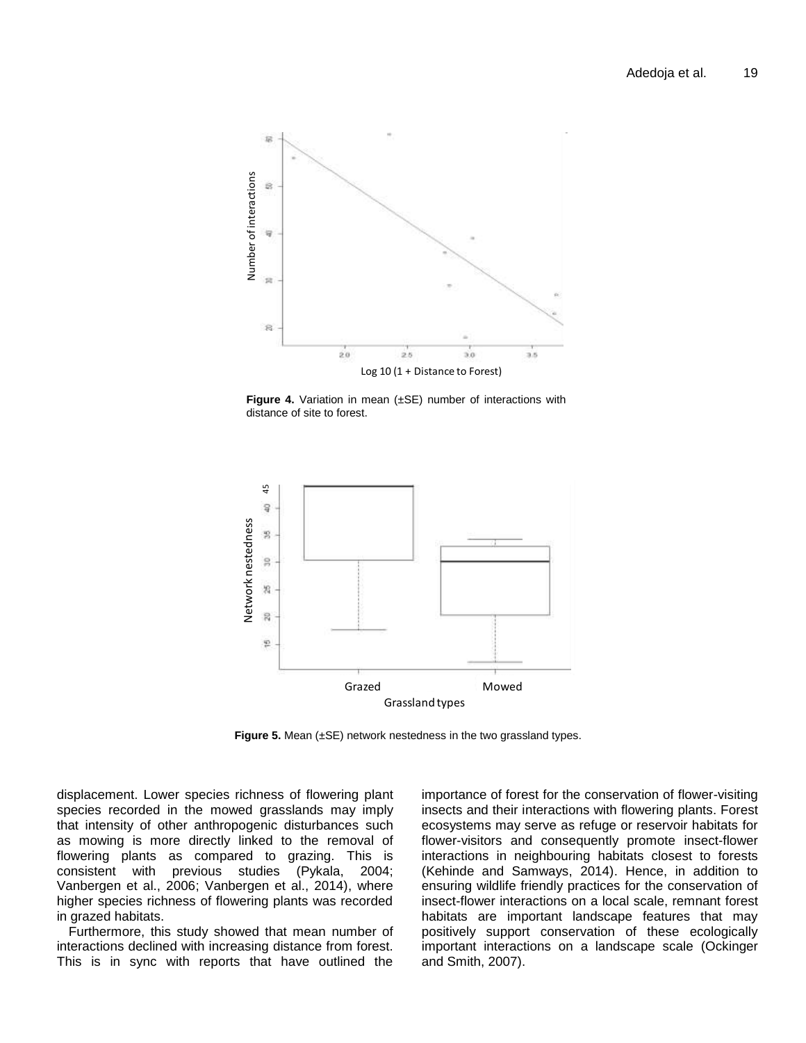**Figure 4.** Variation in mean (±SE) number of interactions with distance of site to forest.

**Figure 5.** Mean (±SE) network nestedness in the two grassland types.

displacement. Lower species richness of flowering plant species recorded in the mowed grasslands may imply that intensity of other anthropogenic disturbances such as mowing is more directly linked to the removal of flowering plants as compared to grazing. This is consistent with previous studies (Pykala, 2004; Vanbergen et al., 2006; Vanbergen et al., 2014), where higher species richness of flowering plants was recorded in grazed habitats.

Furthermore, this study showed that mean number of interactions declined with increasing distance from forest. This is in sync with reports that have outlined the importance of forest for the conservation of flower-visiting insects and their interactions with flowering plants. Forest ecosystems may serve as refuge or reservoir habitats for flower-visitors and consequently promote insect-flower interactions in neighbouring habitats closest to forests (Kehinde and Samways, 2014). Hence, in addition to ensuring wildlife friendly practices for the conservation of insect-flower interactions on a local scale, remnant forest habitats are important landscape features that may positively support conservation of these ecologically important interactions on a landscape scale (Ockinger and Smith, 2007).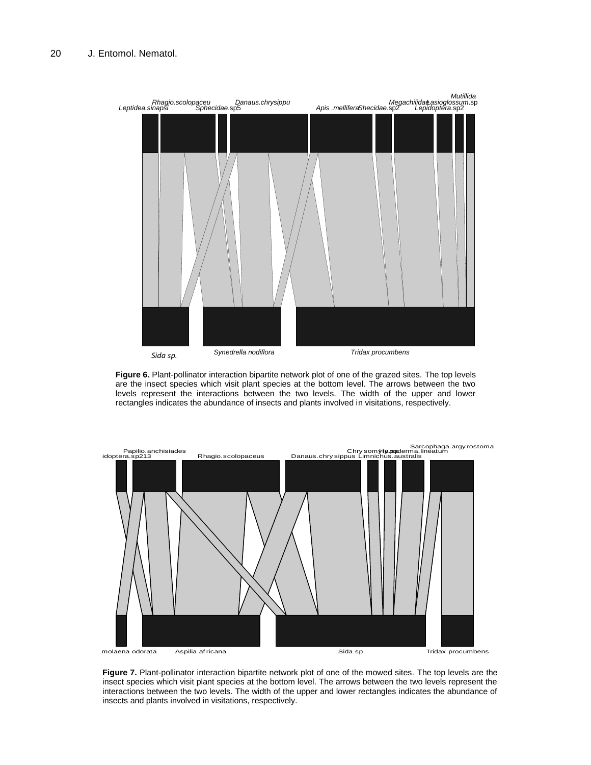Figure 6. Plant-pollinator interaction bipartite network plot of one of the grazed sites. The top levels are the insect species which visit plant species at the bottom level. The arrows between the two levels represent the interactions between the two levels. The width of the upper and lower rectangles indicates the abundance of insects and plants involved in visitations, respectively.

Figure 7. Plant-pollinator interaction bipartite network plot of one of the mowed sites. The top levels are the insect species which visit plant species at the bottom level. The arrows between the two levels represent the interactions between the two levels. The width of the upper and lower rectangles indicates the abundance of insects and plants involved in visitations, respectively.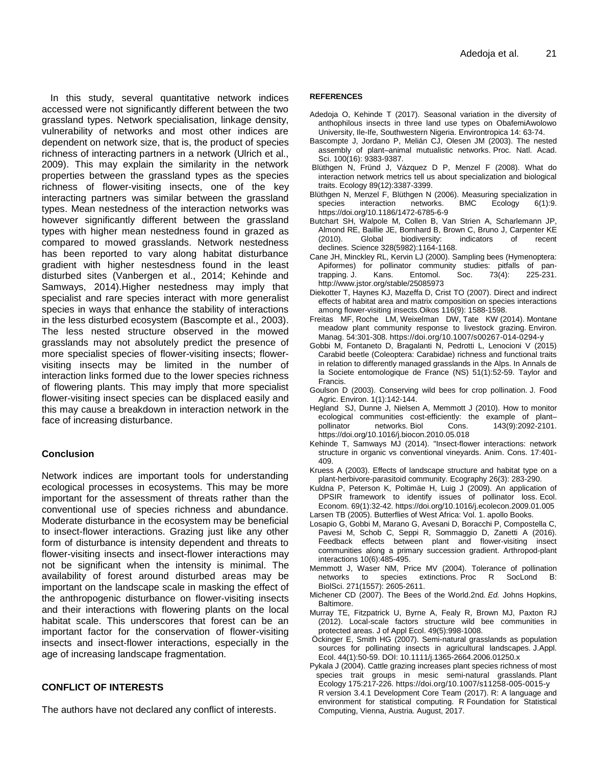In this study, several quantitative network indices accessed were not significantly different between the two grassland types. Network specialisation, linkage density, vulnerability of networks and most other indices are dependent on network size, that is, the product of species richness of interacting partners in a network (Ulrich et al., 2009). This may explain the similarity in the network properties between the grassland types as the species richness of flower-visiting insects, one of the key interacting partners was similar between the grassland types. Mean nestedness of the interaction networks was however significantly different between the grassland types with higher mean nestedness found in grazed as compared to mowed grasslands. Network nestedness has been reported to vary along habitat disturbance gradient with higher nestesdness found in the least disturbed sites (Vanbergen et al., 2014; Kehinde and Samways, 2014).Higher nestedness may imply that specialist and rare species interact with more generalist species in ways that enhance the stability of interactions in the less disturbed ecosystem (Bascompte et al., 2003). The less nested structure observed in the mowed grasslands may not absolutely predict the presence of more specialist species of flower-visiting insects; flower-visiting insects may be limited in the number of interaction links formed due to the lower species richness of flowering plants. This may imply that more specialist flower-visiting insect species can be displaced easily and this may cause a breakdown in interaction network in the face of increasing disturbance.

## Conclusion

Network indices are important tools for understanding ecological processes in ecosystems. This may be more important for the assessment of threats rather than the conventional use of species richness and abundance. Moderate disturbance in the ecosystem may be beneficial to insect-flower interactions. Grazing just like any other form of disturbance is intensity dependent and threats to flower-visiting insects and insect-flower interactions may not be significant when the intensity is minimal. The availability of forest around disturbed areas may be important on the landscape scale in masking the effect of the anthropogenic disturbance on flower-visiting insects and their interactions with flowering plants on the local habitat scale. This underscores that forest can be an important factor for the conservation of flower-visiting insects and insect-flower interactions, especially in the age of increasing landscape fragmentation.

## CONFLICT OF INTERESTS

The authors have not declared any conflict of interests.

## REFERENCES

Adedoja O, Kehinde T (2017). Seasonal variation in the diversity of anthophilous insects in three land use types on ObafemiAwolowo University, Ile-Ife, Southwestern Nigeria. Environtropica 14: 63-74.

Bascompte J, Jordano P, Melián CJ, Olesen JM (2003). The nested assembly of plant–animal mutualistic networks. Proc. Natl. Acad. Sci. 100(16): 9383-9387.

Blüthgen N, Fründ J, Vázquez D P, Menzel F (2008). What do interaction network metrics tell us about specialization and biological traits. Ecology 89(12):3387-3399.

Blüthgen N, Menzel F, Blüthgen N (2006). Measuring specialization in species interaction networks. BMC Ecology 6(1):9. https://doi.org/10.1186/1472-6785-6-9

Butchart SH, Walpole M, Collen B, Van Strien A, Scharlemann JP, Almond RE, Baillie JE, Bomhard B, Brown C, Bruno J, Carpenter KE (2010). Global biodiversity: indicators of recent declines. Science 328(5982):1164-1168.

Cane JH, Minckley RL, Kervin LJ (2000). Sampling bees (Hymenoptera: Apiformes) for pollinator community studies: pitfalls of pan-trapping. J. Kans. Entomol. Soc. 73(4): 225-231. http://www.jstor.org/stable/25085973

Diekotter T, Haynes KJ, Mazeffa D, Crist TO (2007). Direct and indirect effects of habitat area and matrix composition on species interactions among flower-visiting insects.Oikos 116(9): 1588-1598.

Freitas MF, Roche LM, Weixelman DW, Tate KW (2014). Montane meadow plant community response to livestock grazing. Environ. Manag. 54:301-308. https://doi.org/10.1007/s00267-014-0294-y

Gobbi M, Fontaneto D, Bragalanti N, Pedrotti L, Lenocioni V (2015) Carabid beetle (Coleoptera: Carabidae) richness and functional traits in relation to differently managed grasslands in the Alps. In Annals de la Societe entomologique de France (NS) 51(1):52-59. Taylor and Francis.

Goulson D (2003). Conserving wild bees for crop pollination. J. Food Agric. Environ. 1(1):142-144.

Hegland SJ, Dunne J, Nielsen A, Memmott J (2010). How to monitor ecological communities cost-efficiently: the example of plant–pollinator networks. Biol Cons. 143(9):2092-2101. https://doi.org/10.1016/j.biocon.2010.05.018

Kehinde T, Samways MJ (2014). "Insect-flower interactions: network structure in organic vs conventional vineyards. Anim. Cons. 17:401-409.

Kruess A (2003). Effects of landscape structure and habitat type on a plant-herbivore-parasitoid community. Ecography 26(3): 283-290.

Kuldna P, Peterson K, Poltimäe H, Luig J (2009). An application of DPSIR framework to identify issues of pollinator loss. Ecol. Econom. 69(1):32-42. https://doi.org/10.1016/j.ecolecon.2009.01.005

Larsen TB (2005). Butterflies of West Africa: Vol. 1. apollo Books.

Losapio G, Gobbi M, Marano G, Avesani D, Boracchi P, Compostella C, Pavesi M, Schob C, Seppi R, Sommaggio D, Zanetti A (2016). Feedback effects between plant and flower-visiting insect communities along a primary succession gradient. Arthropod-plant interactions 10(6):485-495.

Memmott J, Waser NM, Price MV (2004). Tolerance of pollination networks to species extinctions. Proc R SocLond B: BiolSci. 271(1557): 2605-2611.

Michener CD (2007). The Bees of the World.2nd. *Ed.* Johns Hopkins, Baltimore.

Murray TE, Fitzpatrick U, Byrne A, Fealy R, Brown MJ, Paxton RJ (2012). Local-scale factors structure wild bee communities in protected areas. J of Appl Ecol. 49(5):998-1008.

Öckinger E, Smith HG (2007). Semi-natural grasslands as population sources for pollinating insects in agricultural landscapes. J.Appl. Ecol. 44(1):50-59. DOI: 10.1111/j.1365-2664.2006.01250.x

Pykala J (2004). Cattle grazing increases plant species richness of most species trait groups in mesic semi-natural grasslands. Plant Ecology 175:217-226. https://doi.org/10.1007/s11258-005-0015-y

R version 3.4.1 Development Core Team (2017). R: A language and environment for statistical computing. R Foundation for Statistical Computing, Vienna, Austria. August, 2017.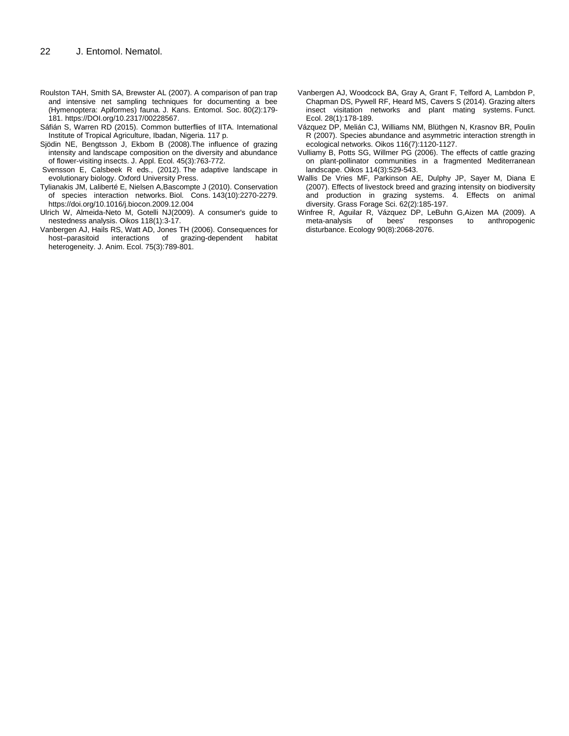Roulston TAH, Smith SA, Brewster AL (2007). A comparison of pan trap and intensive net sampling techniques for documenting a bee (Hymenoptera: Apiformes) fauna. J. Kans. Entomol. Soc. 80(2):179-181. https://DOI.org/10.2317/00228567.

Sáfián S, Warren RD (2015). Common butterflies of IITA. International Institute of Tropical Agriculture, Ibadan, Nigeria. 117 p.

Sjödin NE, Bengtsson J, Ekbom B (2008).The influence of grazing intensity and landscape composition on the diversity and abundance of flower-visiting insects. J. Appl. Ecol. 45(3):763-772.

Svensson E, Calsbeek R eds., (2012). The adaptive landscape in evolutionary biology. Oxford University Press.

Tylianakis JM, Laliberté E, Nielsen A,Bascompte J (2010). Conservation of species interaction networks. Biol. Cons. 143(10):2270-2279. https://doi.org/10.1016/j.biocon.2009.12.004

Ulrich W, Almeida-Neto M, Gotelli NJ(2009). A consumer's guide to nestedness analysis. Oikos 118(1):3-17.

Vanbergen AJ, Hails RS, Watt AD, Jones TH (2006). Consequences for host–parasitoid interactions of grazing-dependent habitat heterogeneity. J. Anim. Ecol. 75(3):789-801.

Vanbergen AJ, Woodcock BA, Gray A, Grant F, Telford A, Lambdon P, Chapman DS, Pywell RF, Heard MS, Cavers S (2014). Grazing alters insect visitation networks and plant mating systems. Funct. Ecol. 28(1):178-189.

Vázquez DP, Melián CJ, Williams NM, Blüthgen N, Krasnov BR, Poulin R (2007). Species abundance and asymmetric interaction strength in ecological networks. Oikos 116(7):1120-1127.

Vulliamy B, Potts SG, Willmer PG (2006). The effects of cattle grazing on plant-pollinator communities in a fragmented Mediterranean landscape. Oikos 114(3):529-543.

Wallis De Vries MF, Parkinson AE, Dulphy JP, Sayer M, Diana E (2007). Effects of livestock breed and grazing intensity on biodiversity and production in grazing systems. 4. Effects on animal diversity. Grass Forage Sci. 62(2):185-197.

Winfree R, Aguilar R, Vázquez DP, LeBuhn G,Aizen MA (2009). A meta-analysis of bees' responses to anthropogenic disturbance. Ecology 90(8):2068-2076.